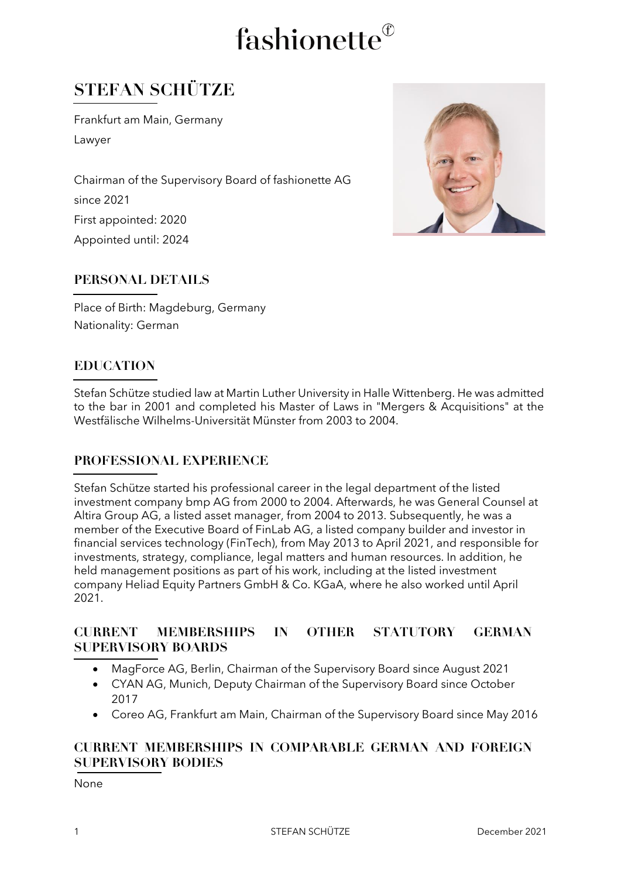fashionette

# STEFAN SCHÜTZE

Frankfurt am Main, Germany

Lawyer

Chairman of the Supervisory Board of fashionette AG

since 2021

First appointed: 2020

Appointed until: 2024

## PERSONAL DETAILS

Place of Birth: Magdeburg, Germany

Nationality: German

## EDUCATION

Stefan Schütze studied law at Martin Luther University in Halle Wittenberg. He was admitted to the bar in 2001 and completed his Master of Laws in "Mergers & Acquisitions" at the Westfälische Wilhelms-Universität Münster from 2003 to 2004.

## PROFESSIONAL EXPERIENCE

Stefan Schütze started his professional career in the legal department of the listed investment company bmp AG from 2000 to 2004. Afterwards, he was General Counsel at Altira Group AG, a listed asset manager, from 2004 to 2013. Subsequently, he was a member of the Executive Board of FinLab AG, a listed company builder and investor in financial services technology (FinTech), from May 2013 to April 2021, and responsible for investments, strategy, compliance, legal matters and human resources. In addition, he held management positions as part of his work, including at the listed investment company Heliad Equity Partners GmbH & Co. KGaA, where he also worked until April 2021.

## CURRENT MEMBERSHIPS IN OTHER STATUTORY GERMAN SUPERVISORY BOARDS

- MagForce AG, Berlin, Chairman of the Supervisory Board since August 2021
- CYAN AG, Munich, Deputy Chairman of the Supervisory Board since October 2017
- Coreo AG, Frankfurt am Main, Chairman of the Supervisory Board since May 2016

## CURRENT MEMBERSHIPS IN COMPARABLE GERMAN AND FOREIGN SUPERVISORY BODIES

None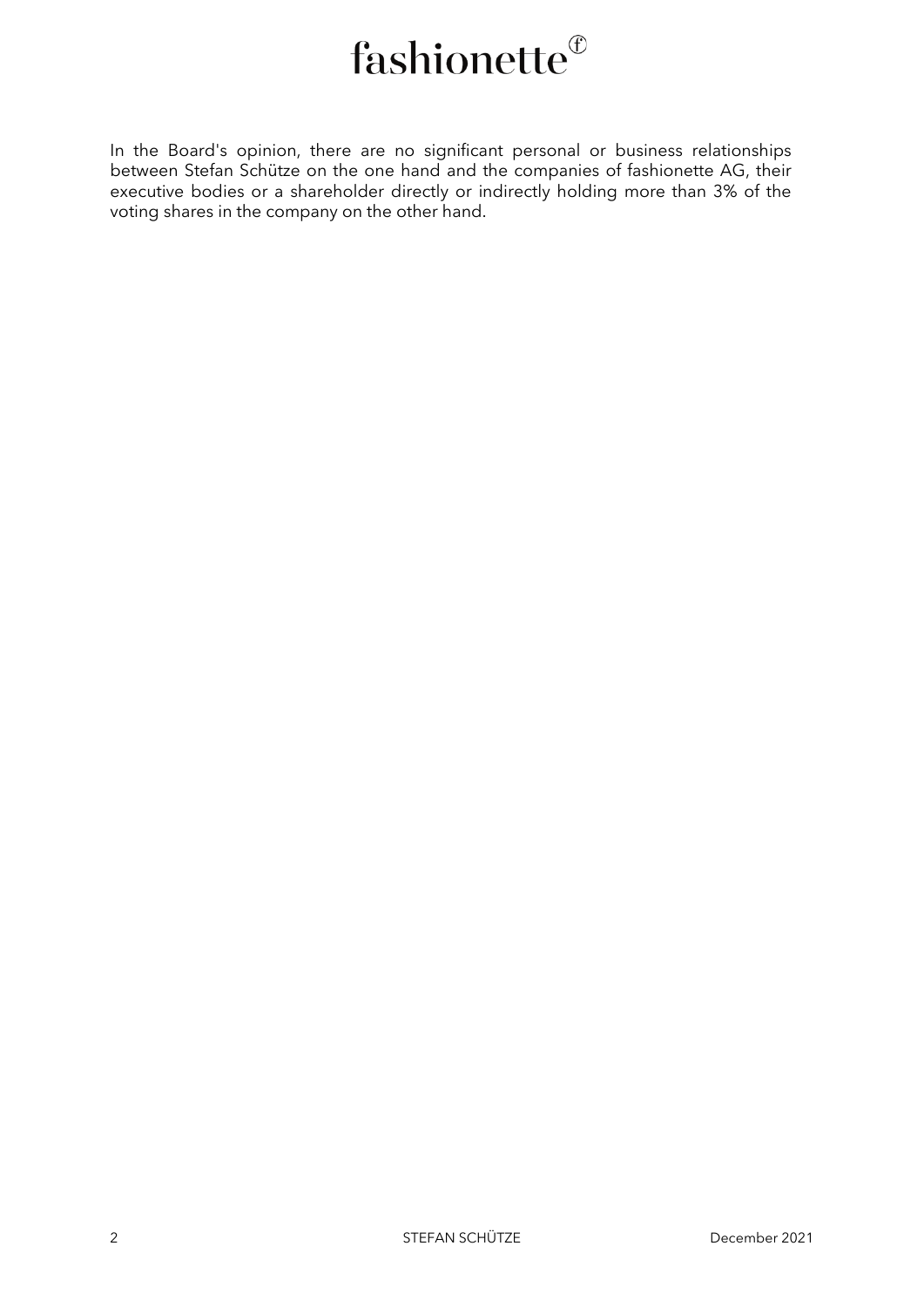In the Board's opinion, there are no significant personal or business relationships between Stefan Schütze on the one hand and the companies of fashionette AG, their executive bodies or a shareholder directly or indirectly holding more than 3% of the voting shares in the company on the other hand.